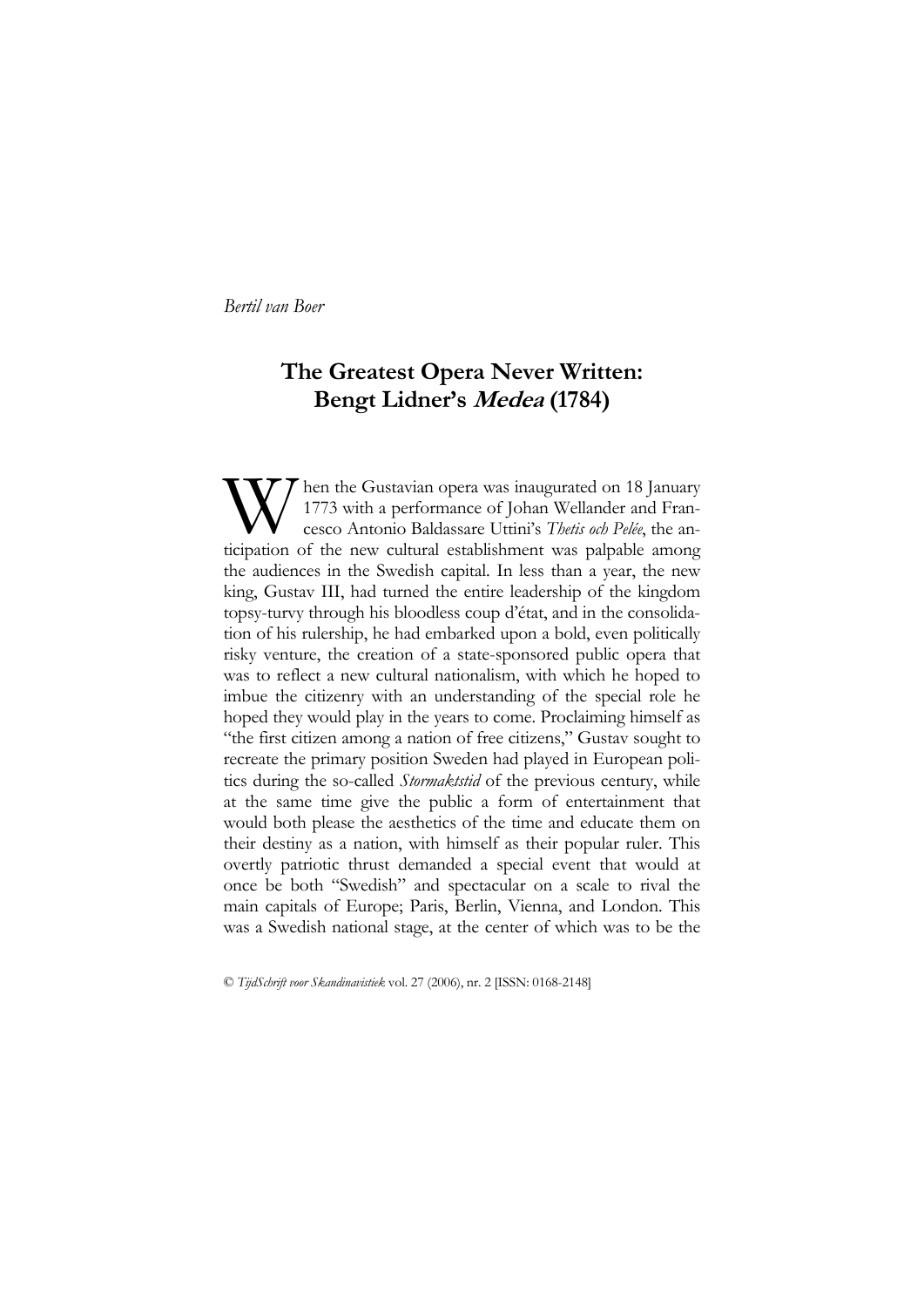*Bertil van Boer*

# The Greatest Opera Never Written: Bengt Lidner's *Medea* (1784)

When the Gustavian opera was inaugurated on 18 January 1773 with a performance of Johan Wellander and Francesco Antonio Baldassare Uttini's *Thetis och Pelée*, the anticipation of the new cultural establishment was palpable among the audiences in the Swedish capital. In less than a year, the new king, Gustav III, had turned the entire leadership of the kingdom topsy-turvy through his bloodless coup d'état, and in the consolidation of his rulership, he had embarked upon a bold, even politically risky venture, the creation of a state-sponsored public opera that was to reflect a new cultural nationalism, with which he hoped to imbue the citizenry with an understanding of the special role he hoped they would play in the years to come. Proclaiming himself as "the first citizen among a nation of free citizens," Gustav sought to recreate the primary position Sweden had played in European politics during the so-called *Stormaktstid* of the previous century, while at the same time give the public a form of entertainment that would both please the aesthetics of the time and educate them on their destiny as a nation, with himself as their popular ruler. This overtly patriotic thrust demanded a special event that would at once be both "Swedish" and spectacular on a scale to rival the main capitals of Europe; Paris, Berlin, Vienna, and London. This was a Swedish national stage, at the center of which was to be the

© *TijdSchrift voor Skandinavistiek* vol. 27 (2006), nr. 2 [ISSN: 0168-2148]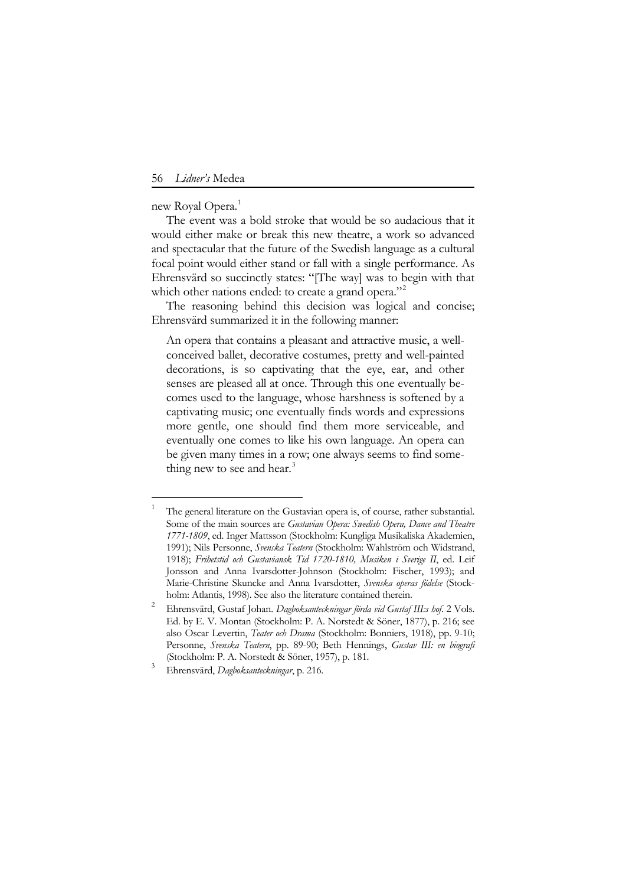new Royal Opera.[1]

The event was a bold stroke that would be so audacious that it would either make or break this new theatre, a work so advanced and spectacular that the future of the Swedish language as a cultural focal point would either stand or fall with a single performance. As Ehrensvärd so succinctly states: "[The way] was to begin with that which other nations ended: to create a grand opera."[2]

The reasoning behind this decision was logical and concise; Ehrensvärd summarized it in the following manner:

> An opera that contains a pleasant and attractive music, a well-conceived ballet, decorative costumes, pretty and well-painted decorations, is so captivating that the eye, ear, and other senses are pleased all at once. Through this one eventually becomes used to the language, whose harshness is softened by a captivating music; one eventually finds words and expressions more gentle, one should find them more serviceable, and eventually one comes to like his own language. An opera can be given many times in a row; one always seems to find something new to see and hear.[3]

---

[1] The general literature on the Gustavian opera is, of course, rather substantial. Some of the main sources are *Gustavian Opera: Swedish Opera, Dance and Theatre 1771-1809*, ed. Inger Mattsson (Stockholm: Kungliga Musikaliska Akademien, 1991); Nils Personne, *Svenska Teatern* (Stockholm: Wahlström och Widstrand, 1918); *Frihetstid och Gustaviansk Tid 1720-1810, Musiken i Sverige II*, ed. Leif Jonsson and Anna Ivarsdotter-Johnson (Stockholm: Fischer, 1993); and Marie-Christine Skuncke and Anna Ivarsdotter, *Svenska operas födelse* (Stockholm: Atlantis, 1998). See also the literature contained therein.

[2] Ehrensvärd, Gustaf Johan. *Dagboksanteckningar förda vid Gustaf III:s hof*. 2 Vols. Ed. by E. V. Montan (Stockholm: P. A. Norstedt & Söner, 1877), p. 216; see also Oscar Levertin, *Teater och Drama* (Stockholm: Bonniers, 1918), pp. 9-10; Personne, *Svenska Teatern*, pp. 89-90; Beth Hennings, *Gustav III: en biografi* (Stockholm: P. A. Norstedt & Söner, 1957), p. 181.

[3] Ehrensvärd, *Dagboksanteckningar*, p. 216.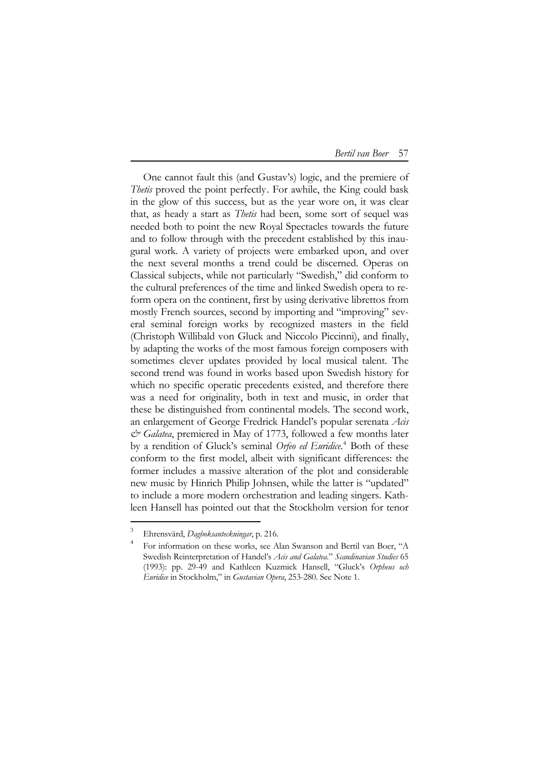One cannot fault this (and Gustav's) logic, and the premiere of *Thetis* proved the point perfectly. For awhile, the King could bask in the glow of this success, but as the year wore on, it was clear that, as heady a start as *Thetis* had been, some sort of sequel was needed both to point the new Royal Spectacles towards the future and to follow through with the precedent established by this inaugural work. A variety of projects were embarked upon, and over the next several months a trend could be discerned. Operas on Classical subjects, while not particularly "Swedish," did conform to the cultural preferences of the time and linked Swedish opera to reform opera on the continent, first by using derivative librettos from mostly French sources, second by importing and "improving" several seminal foreign works by recognized masters in the field (Christoph Willibald von Gluck and Niccolo Piccinni), and finally, by adapting the works of the most famous foreign composers with sometimes clever updates provided by local musical talent. The second trend was found in works based upon Swedish history for which no specific operatic precedents existed, and therefore there was a need for originality, both in text and music, in order that these be distinguished from continental models. The second work, an enlargement of George Fredrick Handel's popular serenata *Acis & Galatea*, premiered in May of 1773, followed a few months later by a rendition of Gluck's seminal *Orfeo ed Euridice*.[4] Both of these conform to the first model, albeit with significant differences: the former includes a massive alteration of the plot and considerable new music by Hinrich Philip Johnsen, while the latter is "updated" to include a more modern orchestration and leading singers. Kathleen Hansell has pointed out that the Stockholm version for tenor

---

[3] Ehrensvärd, *Dagboksanteckningar*, p. 216.

[4] For information on these works, see Alan Swanson and Bertil van Boer, "A Swedish Reinterpretation of Handel's *Acis and Galatea*." *Scandinavian Studies* 65 (1993): pp. 29-49 and Kathleen Kuzmick Hansell, "Gluck's *Orpheus och Euridice* in Stockholm," in *Gustavian Opera*, 253-280. See Note 1.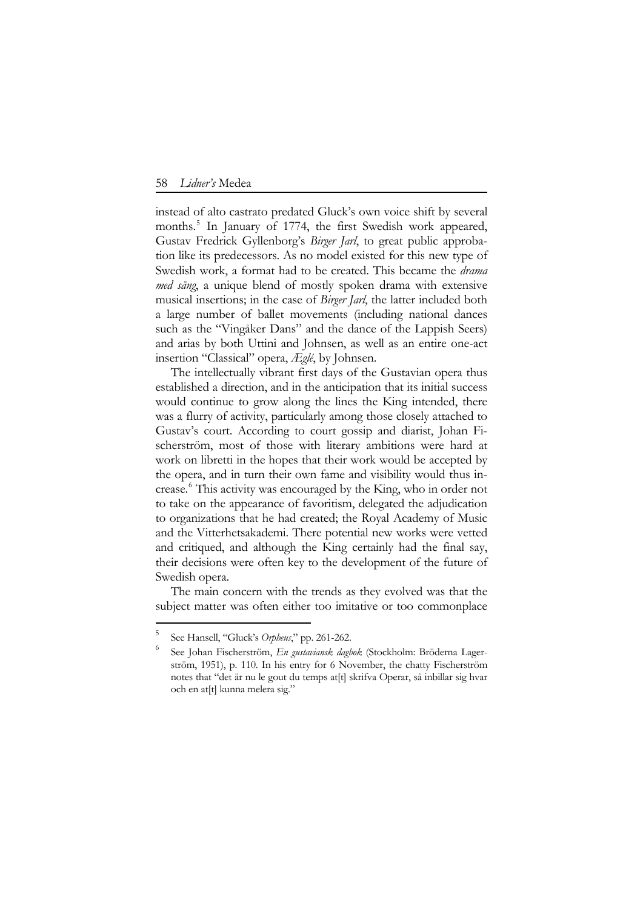instead of alto castrato predated Gluck's own voice shift by several months.[5] In January of 1774, the first Swedish work appeared, Gustav Fredrick Gyllenborg's *Birger Jarl*, to great public approbation like its predecessors. As no model existed for this new type of Swedish work, a format had to be created. This became the *drama med sång*, a unique blend of mostly spoken drama with extensive musical insertions; in the case of *Birger Jarl*, the latter included both a large number of ballet movements (including national dances such as the "Vingåker Dans" and the dance of the Lappish Seers) and arias by both Uttini and Johnsen, as well as an entire one-act insertion "Classical" opera, *Æglé*, by Johnsen.

The intellectually vibrant first days of the Gustavian opera thus established a direction, and in the anticipation that its initial success would continue to grow along the lines the King intended, there was a flurry of activity, particularly among those closely attached to Gustav's court. According to court gossip and diarist, Johan Fischerström, most of those with literary ambitions were hard at work on libretti in the hopes that their work would be accepted by the opera, and in turn their own fame and visibility would thus increase.[6] This activity was encouraged by the King, who in order not to take on the appearance of favoritism, delegated the adjudication to organizations that he had created; the Royal Academy of Music and the Vitterhetsakademi. There potential new works were vetted and critiqued, and although the King certainly had the final say, their decisions were often key to the development of the future of Swedish opera.

The main concern with the trends as they evolved was that the subject matter was often either too imitative or too commonplace

---

[5] See Hansell, "Gluck's *Orpheus*," pp. 261-262.

[6] See Johan Fischerström, *En gustaviansk dagbok* (Stockholm: Bröderna Lagerström, 1951), p. 110. In his entry for 6 November, the chatty Fischerström notes that "det är nu le gout du temps at[t] skrifva Operar, så inbillar sig hvar och en at[t] kunna melera sig."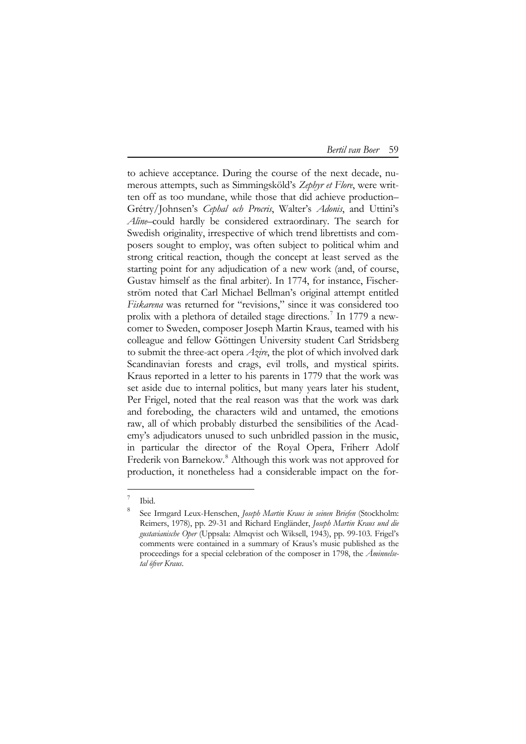to achieve acceptance. During the course of the next decade, numerous attempts, such as Simmingsköld's *Zephyr et Flore*, were written off as too mundane, while those that did achieve production–Grétry/Johnsen's *Cephal och Procris*, Walter's *Adonis*, and Uttini's *Aline*–could hardly be considered extraordinary. The search for Swedish originality, irrespective of which trend librettists and composers sought to employ, was often subject to political whim and strong critical reaction, though the concept at least served as the starting point for any adjudication of a new work (and, of course, Gustav himself as the final arbiter). In 1774, for instance, Fischerström noted that Carl Michael Bellman's original attempt entitled *Fiskarena* was returned for "revisions," since it was considered too prolix with a plethora of detailed stage directions.[7] In 1779 a newcomer to Sweden, composer Joseph Martin Kraus, teamed with his colleague and fellow Göttingen University student Carl Stridsberg to submit the three-act opera *Azire*, the plot of which involved dark Scandinavian forests and crags, evil trolls, and mystical spirits. Kraus reported in a letter to his parents in 1779 that the work was set aside due to internal politics, but many years later his student, Per Frigel, noted that the real reason was that the work was dark and foreboding, the characters wild and untamed, the emotions raw, all of which probably disturbed the sensibilities of the Academy's adjudicators unused to such unbridled passion in the music, in particular the director of the Royal Opera, Friherr Adolf Frederik von Barnekow.[8] Although this work was not approved for production, it nonetheless had a considerable impact on the for-

---

[7] Ibid.

[8] See Irmgard Leux-Henschen, *Joseph Martin Kraus in seinen Briefen* (Stockholm: Reimers, 1978), pp. 29-31 and Richard Engländer, *Joseph Martin Kraus und die gustavianische Oper* (Uppsala: Almqvist och Wiksell, 1943), pp. 99-103. Frigel's comments were contained in a summary of Kraus's music published as the proceedings for a special celebration of the composer in 1798, the *Åminnelse-tal öfver Kraus*.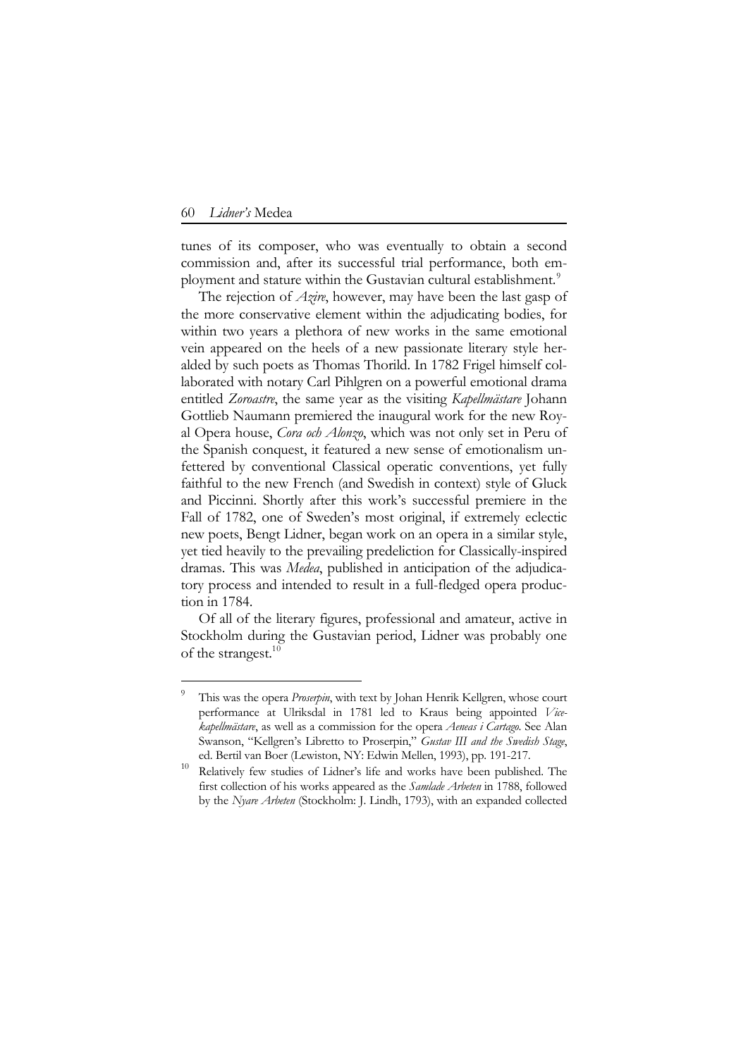tunes of its composer, who was eventually to obtain a second commission and, after its successful trial performance, both employment and stature within the Gustavian cultural establishment.[9]

The rejection of *Azire*, however, may have been the last gasp of the more conservative element within the adjudicating bodies, for within two years a plethora of new works in the same emotional vein appeared on the heels of a new passionate literary style heralded by such poets as Thomas Thorild. In 1782 Frigel himself collaborated with notary Carl Pihlgren on a powerful emotional drama entitled *Zoroastre*, the same year as the visiting *Kapellmästare* Johann Gottlieb Naumann premiered the inaugural work for the new Royal Opera house, *Cora och Alonzo*, which was not only set in Peru of the Spanish conquest, it featured a new sense of emotionalism unfettered by conventional Classical operatic conventions, yet fully faithful to the new French (and Swedish in context) style of Gluck and Piccinni. Shortly after this work's successful premiere in the Fall of 1782, one of Sweden's most original, if extremely eclectic new poets, Bengt Lidner, began work on an opera in a similar style, yet tied heavily to the prevailing predeliction for Classically-inspired dramas. This was *Medea*, published in anticipation of the adjudicatory process and intended to result in a full-fledged opera production in 1784.

Of all of the literary figures, professional and amateur, active in Stockholm during the Gustavian period, Lidner was probably one of the strangest.[10]

---

[9] This was the opera *Proserpin*, with text by Johan Henrik Kellgren, whose court performance at Ulriksdal in 1781 led to Kraus being appointed *Vicekapellmästare*, as well as a commission for the opera *Aeneas i Cartago*. See Alan Swanson, "Kellgren's Libretto to Proserpin," *Gustav III and the Swedish Stage*, ed. Bertil van Boer (Lewiston, NY: Edwin Mellen, 1993), pp. 191-217.

[10] Relatively few studies of Lidner's life and works have been published. The first collection of his works appeared as the *Samlade Arbeten* in 1788, followed by the *Nyare Arbeten* (Stockholm: J. Lindh, 1793), with an expanded collected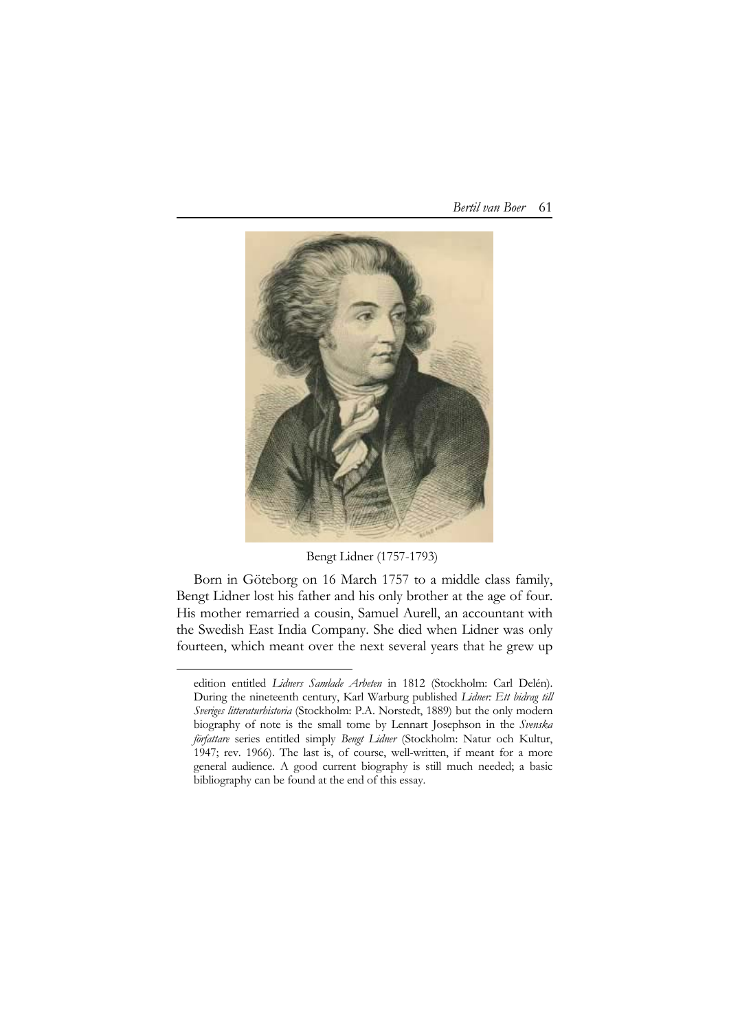Bengt Lidner (1757-1793)

Born in Göteborg on 16 March 1757 to a middle class family, Bengt Lidner lost his father and his only brother at the age of four. His mother remarried a cousin, Samuel Aurell, an accountant with the Swedish East India Company. She died when Lidner was only fourteen, which meant over the next several years that he grew up

---

edition entitled *Lidners Samlade Arbeten* in 1812 (Stockholm: Carl Delén). During the nineteenth century, Karl Warburg published *Lidner: Ett bidrag till Sveriges litteraturhistoria* (Stockholm: P.A. Norstedt, 1889) but the only modern biography of note is the small tome by Lennart Josephson in the *Svenska författare* series entitled simply *Bengt Lidner* (Stockholm: Natur och Kultur, 1947; rev. 1966). The last is, of course, well-written, if meant for a more general audience. A good current biography is still much needed; a basic bibliography can be found at the end of this essay.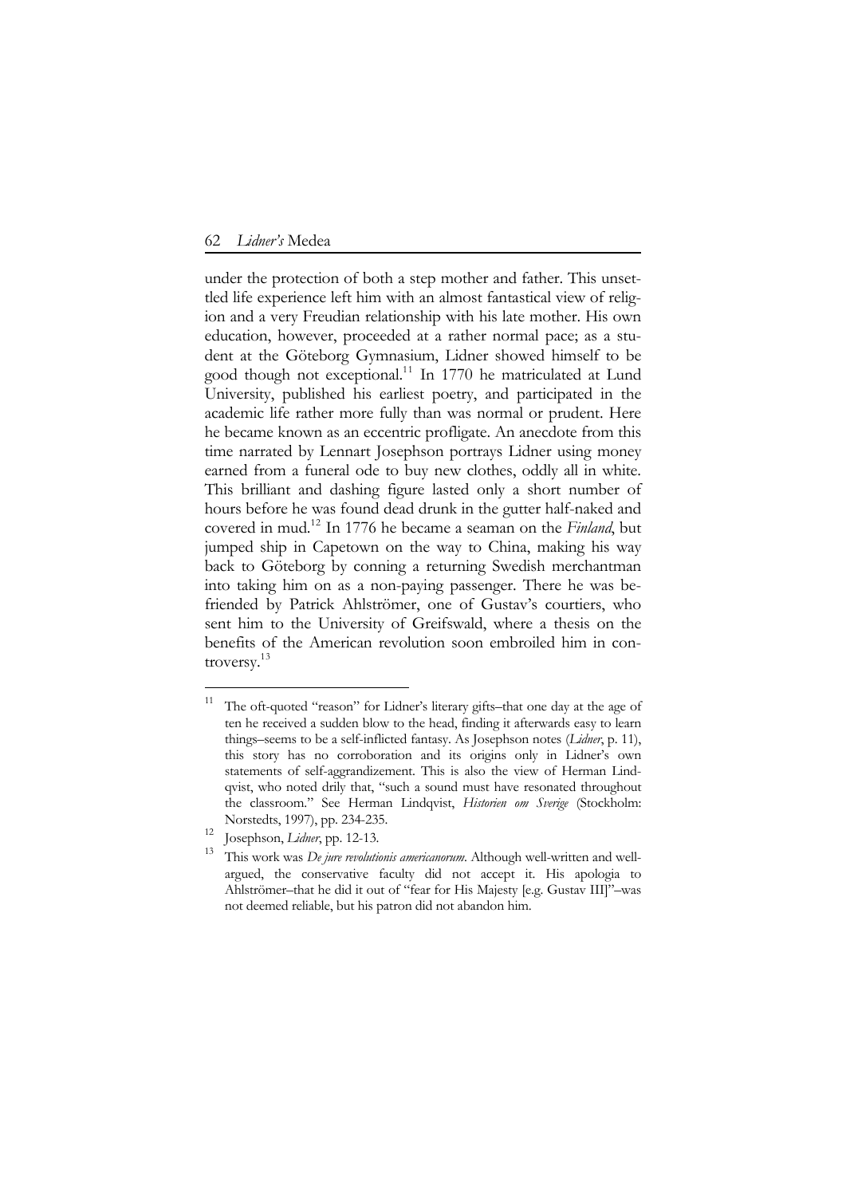under the protection of both a step mother and father. This unsettled life experience left him with an almost fantastical view of religion and a very Freudian relationship with his late mother. His own education, however, proceeded at a rather normal pace; as a student at the Göteborg Gymnasium, Lidner showed himself to be good though not exceptional.[11] In 1770 he matriculated at Lund University, published his earliest poetry, and participated in the academic life rather more fully than was normal or prudent. Here he became known as an eccentric profligate. An anecdote from this time narrated by Lennart Josephson portrays Lidner using money earned from a funeral ode to buy new clothes, oddly all in white. This brilliant and dashing figure lasted only a short number of hours before he was found dead drunk in the gutter half-naked and covered in mud.[12] In 1776 he became a seaman on the *Finland*, but jumped ship in Capetown on the way to China, making his way back to Göteborg by conning a returning Swedish merchantman into taking him on as a non-paying passenger. There he was befriended by Patrick Ahlströmer, one of Gustav's courtiers, who sent him to the University of Greifswald, where a thesis on the benefits of the American revolution soon embroiled him in controversy.[13]

---

[11] The oft-quoted "reason" for Lidner's literary gifts–that one day at the age of ten he received a sudden blow to the head, finding it afterwards easy to learn things–seems to be a self-inflicted fantasy. As Josephson notes (*Lidner*, p. 11), this story has no corroboration and its origins only in Lidner's own statements of self-aggrandizement. This is also the view of Herman Lindqvist, who noted drily that, "such a sound must have resonated throughout the classroom." See Herman Lindqvist, *Historien om Sverige* (Stockholm: Norstedts, 1997), pp. 234-235.

[12] Josephson, *Lidner*, pp. 12-13.

[13] This work was *De jure revolutionis americanorum*. Although well-written and well-argued, the conservative faculty did not accept it. His apologia to Ahlströmer–that he did it out of "fear for His Majesty [e.g. Gustav III]"–was not deemed reliable, but his patron did not abandon him.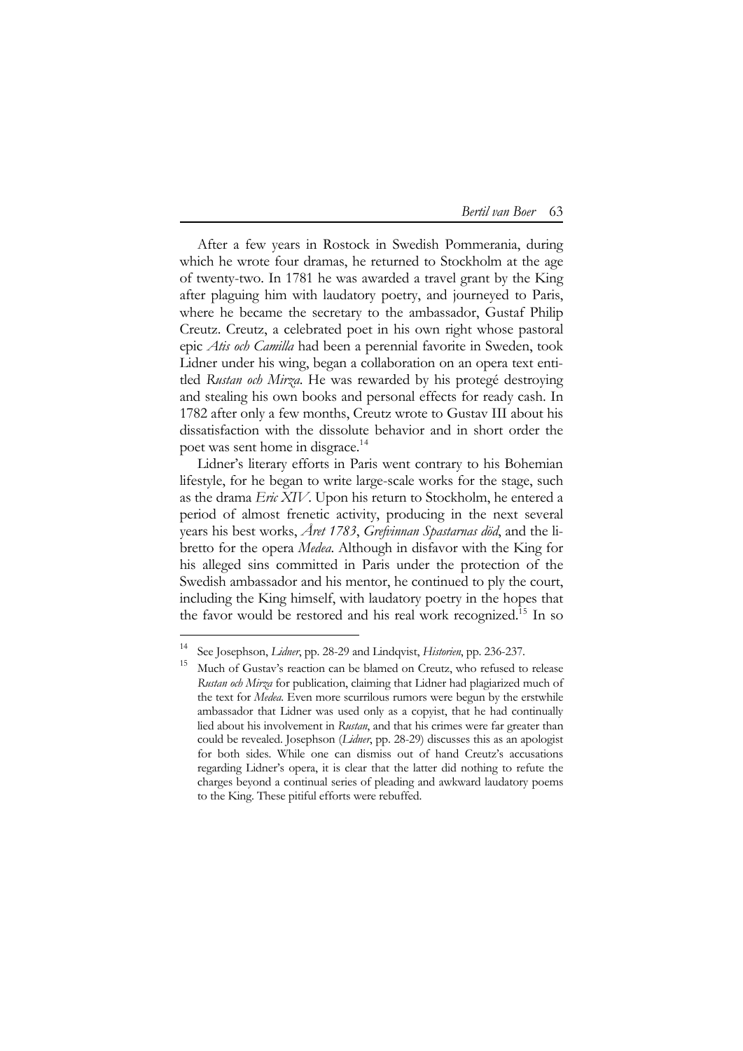After a few years in Rostock in Swedish Pommerania, during which he wrote four dramas, he returned to Stockholm at the age of twenty-two. In 1781 he was awarded a travel grant by the King after plaguing him with laudatory poetry, and journeyed to Paris, where he became the secretary to the ambassador, Gustaf Philip Creutz. Creutz, a celebrated poet in his own right whose pastoral epic *Atis och Camilla* had been a perennial favorite in Sweden, took Lidner under his wing, began a collaboration on an opera text entitled *Rustan och Mirza*. He was rewarded by his protegé destroying and stealing his own books and personal effects for ready cash. In 1782 after only a few months, Creutz wrote to Gustav III about his dissatisfaction with the dissolute behavior and in short order the poet was sent home in disgrace.[14]

Lidner's literary efforts in Paris went contrary to his Bohemian lifestyle, for he began to write large-scale works for the stage, such as the drama *Eric XIV*. Upon his return to Stockholm, he entered a period of almost frenetic activity, producing in the next several years his best works, *Året 1783*, *Grefvinnan Spastarnas död*, and the libretto for the opera *Medea*. Although in disfavor with the King for his alleged sins committed in Paris under the protection of the Swedish ambassador and his mentor, he continued to ply the court, including the King himself, with laudatory poetry in the hopes that the favor would be restored and his real work recognized.[15] In so

---

[14] See Josephson, *Lidner*, pp. 28-29 and Lindqvist, *Historien*, pp. 236-237.

[15] Much of Gustav's reaction can be blamed on Creutz, who refused to release *Rustan och Mirza* for publication, claiming that Lidner had plagiarized much of the text for *Medea*. Even more scurrilous rumors were begun by the erstwhile ambassador that Lidner was used only as a copyist, that he had continually lied about his involvement in *Rustan*, and that his crimes were far greater than could be revealed. Josephson (*Lidner*, pp. 28-29) discusses this as an apologist for both sides. While one can dismiss out of hand Creutz's accusations regarding Lidner's opera, it is clear that the latter did nothing to refute the charges beyond a continual series of pleading and awkward laudatory poems to the King. These pitiful efforts were rebuffed.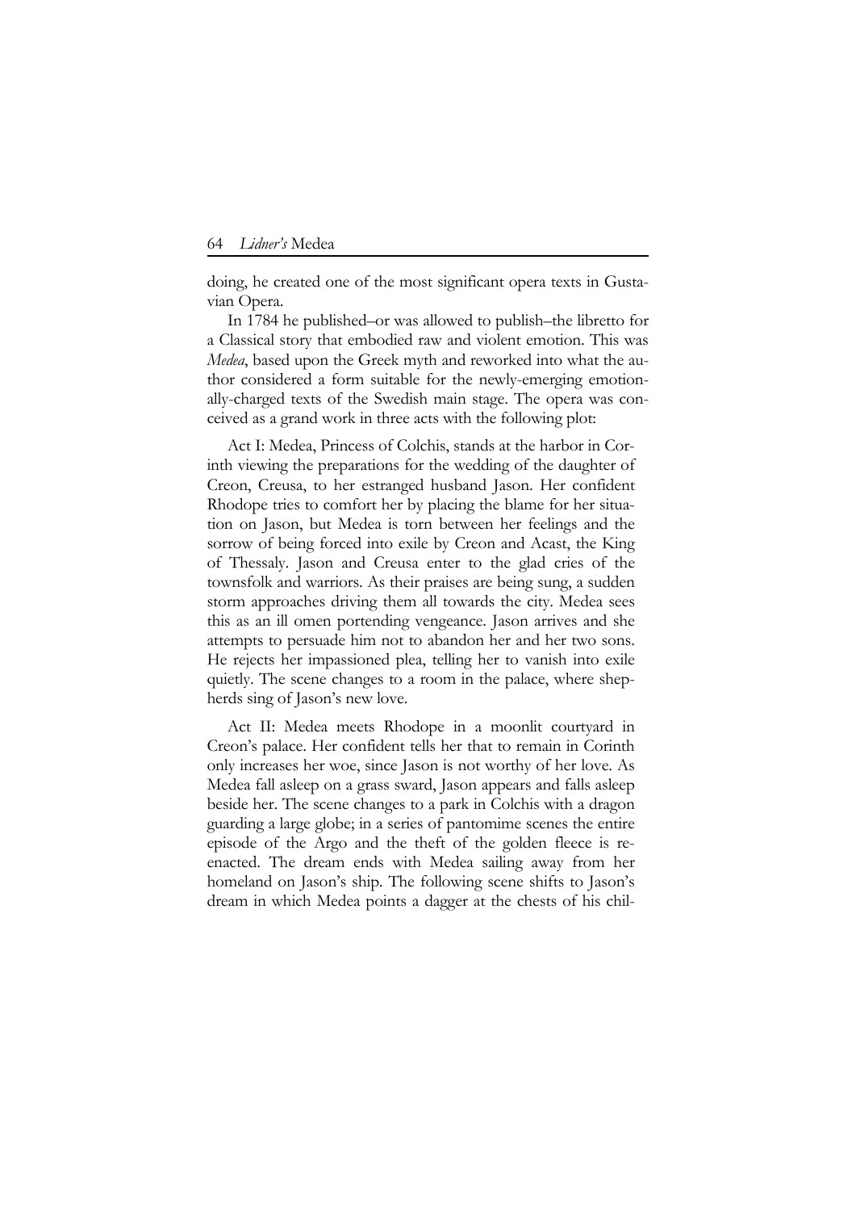doing, he created one of the most significant opera texts in Gustavian Opera.

In 1784 he published–or was allowed to publish–the libretto for a Classical story that embodied raw and violent emotion. This was *Medea*, based upon the Greek myth and reworked into what the author considered a form suitable for the newly-emerging emotionally-charged texts of the Swedish main stage. The opera was conceived as a grand work in three acts with the following plot:

Act I: Medea, Princess of Colchis, stands at the harbor in Corinth viewing the preparations for the wedding of the daughter of Creon, Creusa, to her estranged husband Jason. Her confident Rhodope tries to comfort her by placing the blame for her situation on Jason, but Medea is torn between her feelings and the sorrow of being forced into exile by Creon and Acast, the King of Thessaly. Jason and Creusa enter to the glad cries of the townsfolk and warriors. As their praises are being sung, a sudden storm approaches driving them all towards the city. Medea sees this as an ill omen portending vengeance. Jason arrives and she attempts to persuade him not to abandon her and her two sons. He rejects her impassioned plea, telling her to vanish into exile quietly. The scene changes to a room in the palace, where shepherds sing of Jason's new love.

Act II: Medea meets Rhodope in a moonlit courtyard in Creon's palace. Her confident tells her that to remain in Corinth only increases her woe, since Jason is not worthy of her love. As Medea fall asleep on a grass sward, Jason appears and falls asleep beside her. The scene changes to a park in Colchis with a dragon guarding a large globe; in a series of pantomime scenes the entire episode of the Argo and the theft of the golden fleece is reenacted. The dream ends with Medea sailing away from her homeland on Jason's ship. The following scene shifts to Jason's dream in which Medea points a dagger at the chests of his chil-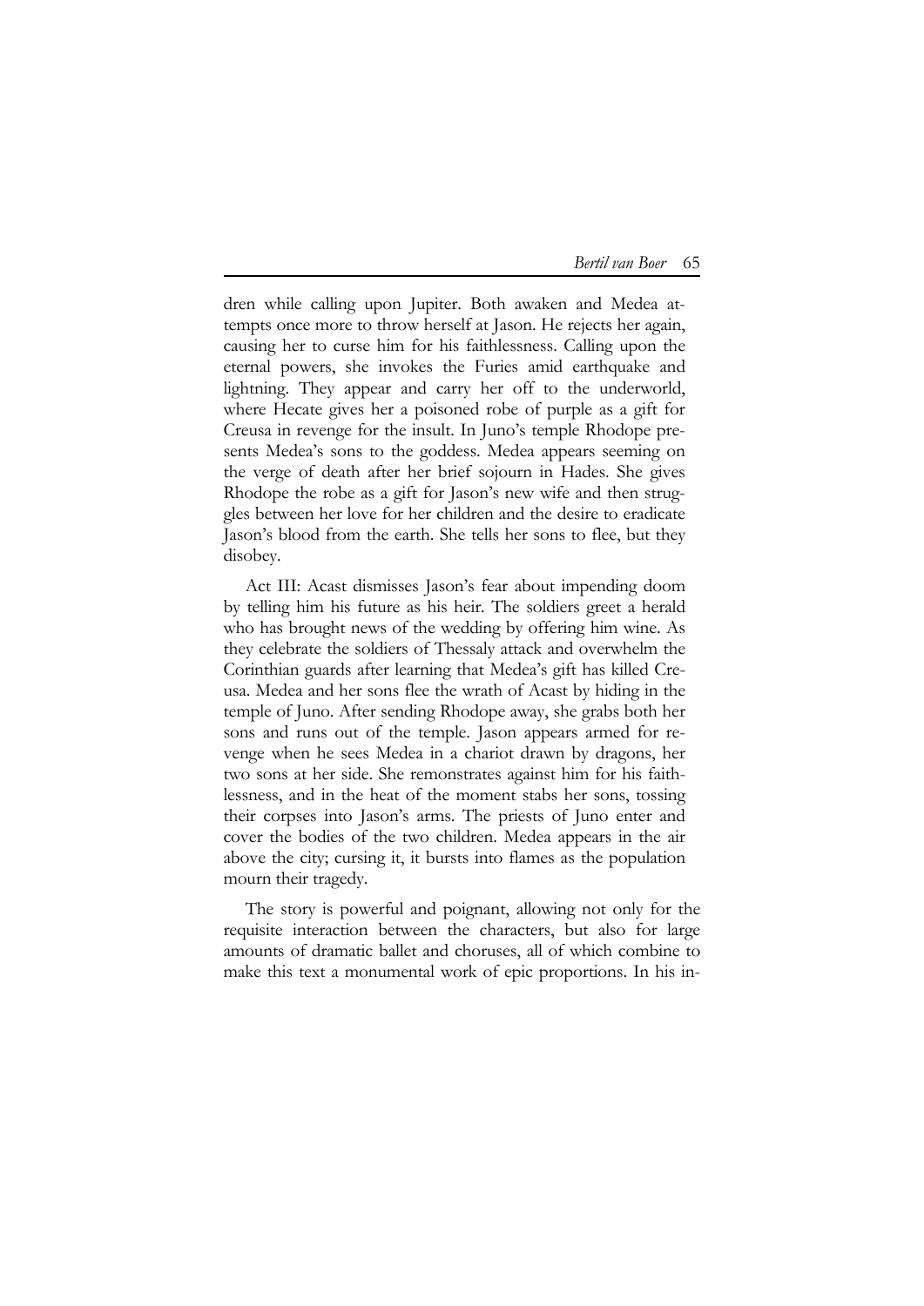dren while calling upon Jupiter. Both awaken and Medea attempts once more to throw herself at Jason. He rejects her again, causing her to curse him for his faithlessness. Calling upon the eternal powers, she invokes the Furies amid earthquake and lightning. They appear and carry her off to the underworld, where Hecate gives her a poisoned robe of purple as a gift for Creusa in revenge for the insult. In Juno's temple Rhodope presents Medea's sons to the goddess. Medea appears seeming on the verge of death after her brief sojourn in Hades. She gives Rhodope the robe as a gift for Jason's new wife and then struggles between her love for her children and the desire to eradicate Jason's blood from the earth. She tells her sons to flee, but they disobey.

Act III: Acast dismisses Jason's fear about impending doom by telling him his future as his heir. The soldiers greet a herald who has brought news of the wedding by offering him wine. As they celebrate the soldiers of Thessaly attack and overwhelm the Corinthian guards after learning that Medea's gift has killed Creusa. Medea and her sons flee the wrath of Acast by hiding in the temple of Juno. After sending Rhodope away, she grabs both her sons and runs out of the temple. Jason appears armed for revenge when he sees Medea in a chariot drawn by dragons, her two sons at her side. She remonstrates against him for his faithlessness, and in the heat of the moment stabs her sons, tossing their corpses into Jason's arms. The priests of Juno enter and cover the bodies of the two children. Medea appears in the air above the city; cursing it, it bursts into flames as the population mourn their tragedy.

The story is powerful and poignant, allowing not only for the requisite interaction between the characters, but also for large amounts of dramatic ballet and choruses, all of which combine to make this text a monumental work of epic proportions. In his in-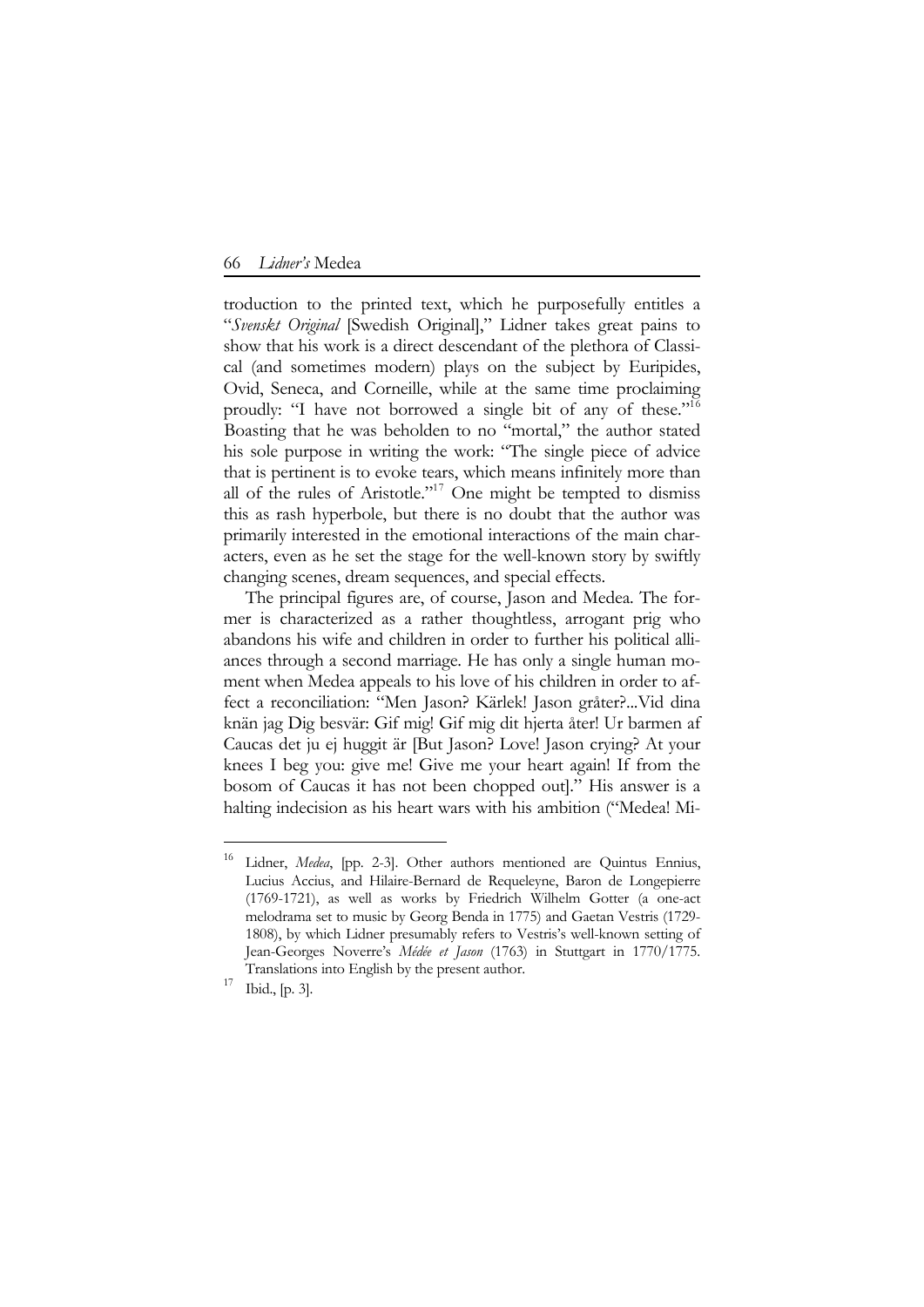troduction to the printed text, which he purposefully entitles a "*Svenskt Original* [Swedish Original]," Lidner takes great pains to show that his work is a direct descendant of the plethora of Classical (and sometimes modern) plays on the subject by Euripides, Ovid, Seneca, and Corneille, while at the same time proclaiming proudly: "I have not borrowed a single bit of any of these."[16] Boasting that he was beholden to no "mortal," the author stated his sole purpose in writing the work: "The single piece of advice that is pertinent is to evoke tears, which means infinitely more than all of the rules of Aristotle."[17] One might be tempted to dismiss this as rash hyperbole, but there is no doubt that the author was primarily interested in the emotional interactions of the main characters, even as he set the stage for the well-known story by swiftly changing scenes, dream sequences, and special effects.

The principal figures are, of course, Jason and Medea. The former is characterized as a rather thoughtless, arrogant prig who abandons his wife and children in order to further his political alliances through a second marriage. He has only a single human moment when Medea appeals to his love of his children in order to affect a reconciliation: "Men Jason? Kärlek! Jason gråter?...Vid dina knän jag Dig besvär: Gif mig! Gif mig dit hjerta åter! Ur barmen af Caucas det ju ej huggit är [But Jason? Love! Jason crying? At your knees I beg you: give me! Give me your heart again! If from the bosom of Caucas it has not been chopped out]." His answer is a halting indecision as his heart wars with his ambition ("Medea! Mi-

---

[16] Lidner, *Medea*, [pp. 2-3]. Other authors mentioned are Quintus Ennius, Lucius Accius, and Hilaire-Bernard de Requeleyne, Baron de Longepierre (1769-1721), as well as works by Friedrich Wilhelm Gotter (a one-act melodrama set to music by Georg Benda in 1775) and Gaetan Vestris (1729-1808), by which Lidner presumably refers to Vestris's well-known setting of Jean-Georges Noverre's *Médée et Jason* (1763) in Stuttgart in 1770/1775. Translations into English by the present author.

[17] Ibid., [p. 3].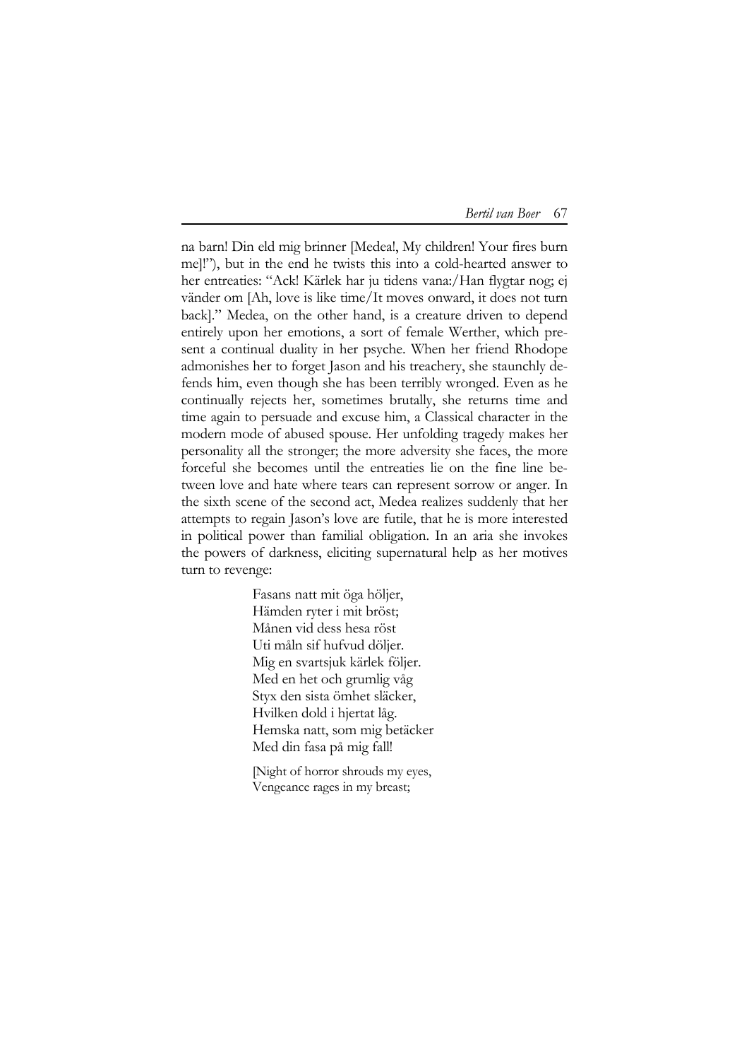na barn! Din eld mig brinner [Medea!, My children! Your fires burn me]!"), but in the end he twists this into a cold-hearted answer to her entreaties: "Ack! Kärlek har ju tidens vana:/Han flygtar nog; ej vänder om [Ah, love is like time/It moves onward, it does not turn back]." Medea, on the other hand, is a creature driven to depend entirely upon her emotions, a sort of female Werther, which present a continual duality in her psyche. When her friend Rhodope admonishes her to forget Jason and his treachery, she staunchly defends him, even though she has been terribly wronged. Even as he continually rejects her, sometimes brutally, she returns time and time again to persuade and excuse him, a Classical character in the modern mode of abused spouse. Her unfolding tragedy makes her personality all the stronger; the more adversity she faces, the more forceful she becomes until the entreaties lie on the fine line between love and hate where tears can represent sorrow or anger. In the sixth scene of the second act, Medea realizes suddenly that her attempts to regain Jason's love are futile, that he is more interested in political power than familial obligation. In an aria she invokes the powers of darkness, eliciting supernatural help as her motives turn to revenge:

> Fasans natt mit öga höljer,
> Hämden ryter i mit bröst;
> Månen vid dess hesa röst
> Uti måln sif hufvud döljer.
> Mig en svartsjuk kärlek följer.
> Med en het och grumlig våg
> Styx den sista ömhet släcker,
> Hvilken dold i hjertat låg.
> Hemska natt, som mig betäcker
> Med din fasa på mig fall!
>
> [Night of horror shrouds my eyes,
> Vengeance rages in my breast;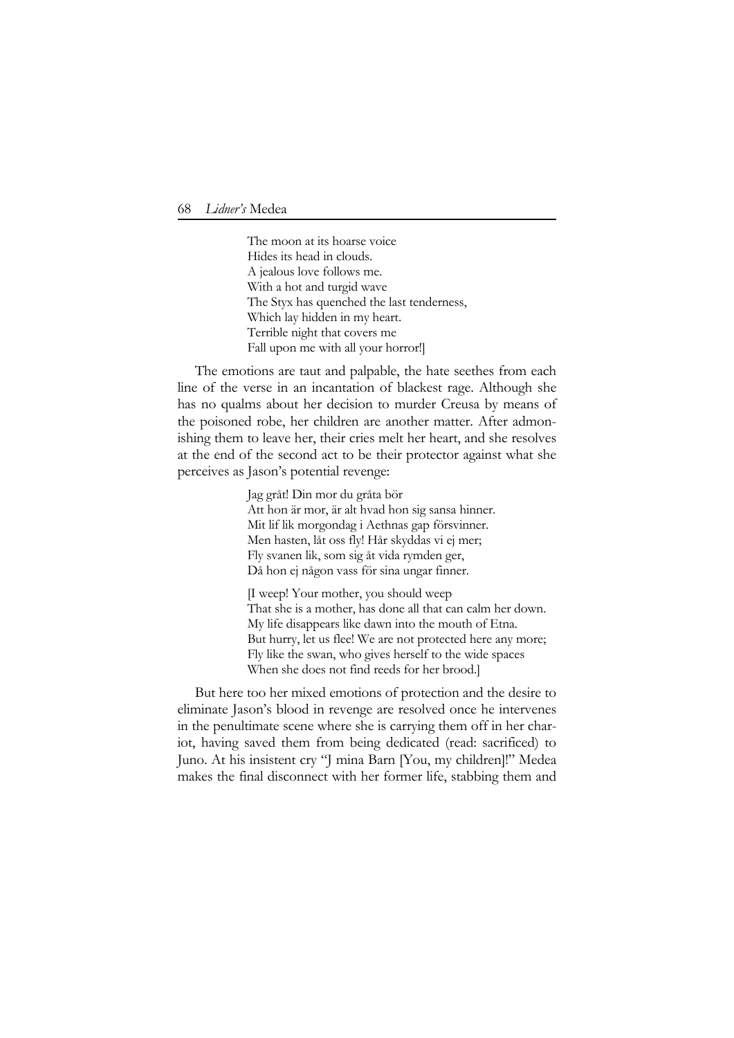> The moon at its hoarse voice  
> Hides its head in clouds.  
> A jealous love follows me.  
> With a hot and turgid wave  
> The Styx has quenched the last tenderness,  
> Which lay hidden in my heart.  
> Terrible night that covers me  
> Fall upon me with all your horror!]

The emotions are taut and palpable, the hate seethes from each line of the verse in an incantation of blackest rage. Although she has no qualms about her decision to murder Creusa by means of the poisoned robe, her children are another matter. After admonishing them to leave her, their cries melt her heart, and she resolves at the end of the second act to be their protector against what she perceives as Jason's potential revenge:

> Jag gråt! Din mor du gråta bör  
> Att hon är mor, är alt hvad hon sig sansa hinner.  
> Mit lif lik morgondag i Aethnas gap försvinner.  
> Men hasten, låt oss fly! Hår skyddas vi ej mer;  
> Fly svanen lik, som sig åt vida rymden ger,  
> Då hon ej någon vass för sina ungar finner.

> [I weep! Your mother, you should weep  
> That she is a mother, has done all that can calm her down.  
> My life disappears like dawn into the mouth of Etna.  
> But hurry, let us flee! We are not protected here any more;  
> Fly like the swan, who gives herself to the wide spaces  
> When she does not find reeds for her brood.]

But here too her mixed emotions of protection and the desire to eliminate Jason's blood in revenge are resolved once he intervenes in the penultimate scene where she is carrying them off in her chariot, having saved them from being dedicated (read: sacrificed) to Juno. At his insistent cry "J mina Barn [You, my children]!" Medea makes the final disconnect with her former life, stabbing them and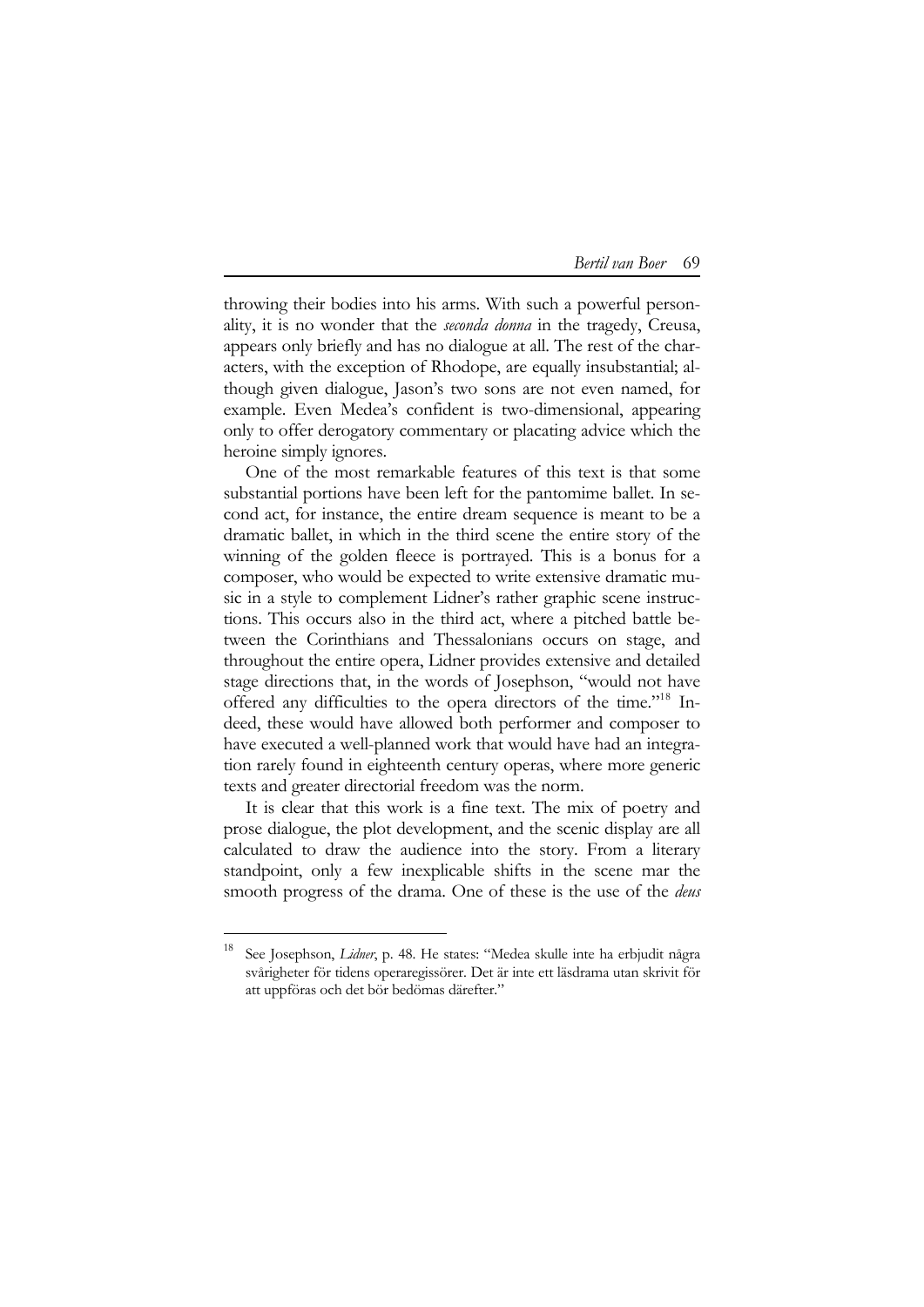throwing their bodies into his arms. With such a powerful personality, it is no wonder that the *seconda donna* in the tragedy, Creusa, appears only briefly and has no dialogue at all. The rest of the characters, with the exception of Rhodope, are equally insubstantial; although given dialogue, Jason's two sons are not even named, for example. Even Medea's confident is two-dimensional, appearing only to offer derogatory commentary or placating advice which the heroine simply ignores.

One of the most remarkable features of this text is that some substantial portions have been left for the pantomime ballet. In second act, for instance, the entire dream sequence is meant to be a dramatic ballet, in which in the third scene the entire story of the winning of the golden fleece is portrayed. This is a bonus for a composer, who would be expected to write extensive dramatic music in a style to complement Lidner's rather graphic scene instructions. This occurs also in the third act, where a pitched battle between the Corinthians and Thessalonians occurs on stage, and throughout the entire opera, Lidner provides extensive and detailed stage directions that, in the words of Josephson, "would not have offered any difficulties to the opera directors of the time."[18] Indeed, these would have allowed both performer and composer to have executed a well-planned work that would have had an integration rarely found in eighteenth century operas, where more generic texts and greater directorial freedom was the norm.

It is clear that this work is a fine text. The mix of poetry and prose dialogue, the plot development, and the scenic display are all calculated to draw the audience into the story. From a literary standpoint, only a few inexplicable shifts in the scene mar the smooth progress of the drama. One of these is the use of the *deus*

---

[18] See Josephson, *Lidner*, p. 48. He states: "Medea skulle inte ha erbjudit några svårigheter för tidens operaregissörer. Det är inte ett läsdrama utan skrivit för att uppföras och det bör bedömas därefter."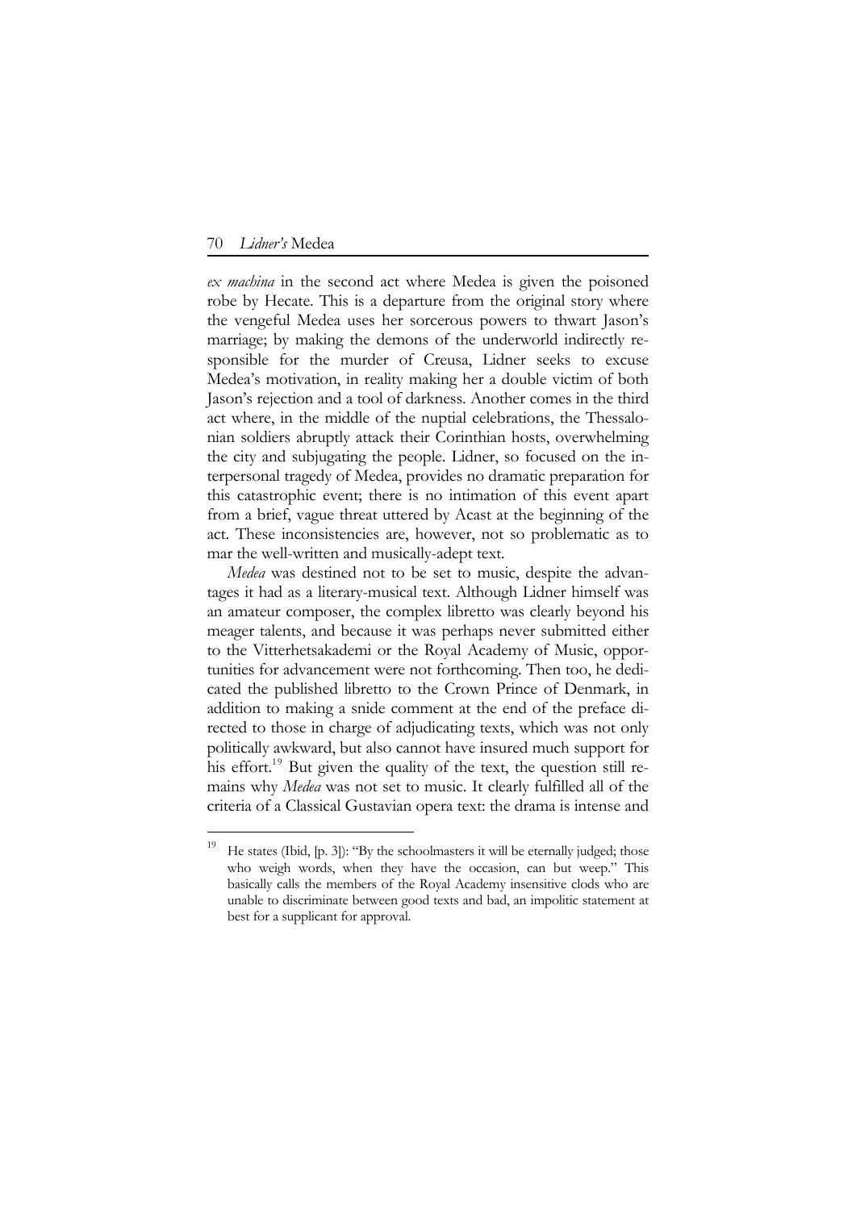*ex machina* in the second act where Medea is given the poisoned robe by Hecate. This is a departure from the original story where the vengeful Medea uses her sorcerous powers to thwart Jason's marriage; by making the demons of the underworld indirectly responsible for the murder of Creusa, Lidner seeks to excuse Medea's motivation, in reality making her a double victim of both Jason's rejection and a tool of darkness. Another comes in the third act where, in the middle of the nuptial celebrations, the Thessalonian soldiers abruptly attack their Corinthian hosts, overwhelming the city and subjugating the people. Lidner, so focused on the interpersonal tragedy of Medea, provides no dramatic preparation for this catastrophic event; there is no intimation of this event apart from a brief, vague threat uttered by Acast at the beginning of the act. These inconsistencies are, however, not so problematic as to mar the well-written and musically-adept text.

*Medea* was destined not to be set to music, despite the advantages it had as a literary-musical text. Although Lidner himself was an amateur composer, the complex libretto was clearly beyond his meager talents, and because it was perhaps never submitted either to the Vitterhetsakademi or the Royal Academy of Music, opportunities for advancement were not forthcoming. Then too, he dedicated the published libretto to the Crown Prince of Denmark, in addition to making a snide comment at the end of the preface directed to those in charge of adjudicating texts, which was not only politically awkward, but also cannot have insured much support for his effort.[19] But given the quality of the text, the question still remains why *Medea* was not set to music. It clearly fulfilled all of the criteria of a Classical Gustavian opera text: the drama is intense and

---

[19] He states (Ibid, [p. 3]): "By the schoolmasters it will be eternally judged; those who weigh words, when they have the occasion, can but weep." This basically calls the members of the Royal Academy insensitive clods who are unable to discriminate between good texts and bad, an impolitic statement at best for a supplicant for approval.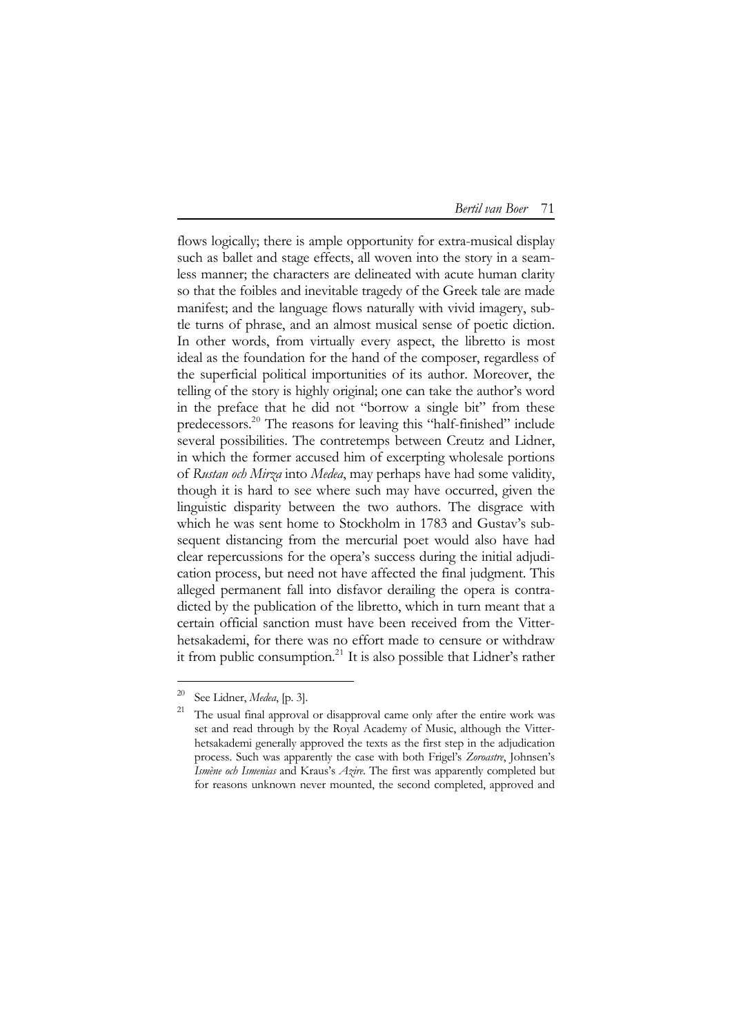flows logically; there is ample opportunity for extra-musical display such as ballet and stage effects, all woven into the story in a seamless manner; the characters are delineated with acute human clarity so that the foibles and inevitable tragedy of the Greek tale are made manifest; and the language flows naturally with vivid imagery, subtle turns of phrase, and an almost musical sense of poetic diction. In other words, from virtually every aspect, the libretto is most ideal as the foundation for the hand of the composer, regardless of the superficial political importunities of its author. Moreover, the telling of the story is highly original; one can take the author's word in the preface that he did not "borrow a single bit" from these predecessors.[20] The reasons for leaving this "half-finished" include several possibilities. The contretemps between Creutz and Lidner, in which the former accused him of excerpting wholesale portions of *Rustan och Mirza* into *Medea*, may perhaps have had some validity, though it is hard to see where such may have occurred, given the linguistic disparity between the two authors. The disgrace with which he was sent home to Stockholm in 1783 and Gustav's subsequent distancing from the mercurial poet would also have had clear repercussions for the opera's success during the initial adjudication process, but need not have affected the final judgment. This alleged permanent fall into disfavor derailing the opera is contradicted by the publication of the libretto, which in turn meant that a certain official sanction must have been received from the Vitterhetsakademi, for there was no effort made to censure or withdraw it from public consumption.[21] It is also possible that Lidner's rather

---

[20] See Lidner, *Medea*, [p. 3].

[21] The usual final approval or disapproval came only after the entire work was set and read through by the Royal Academy of Music, although the Vitterhetsakademi generally approved the texts as the first step in the adjudication process. Such was apparently the case with both Frigel's *Zoroastre*, Johnsen's *Ismène och Ismenias* and Kraus's *Azire*. The first was apparently completed but for reasons unknown never mounted, the second completed, approved and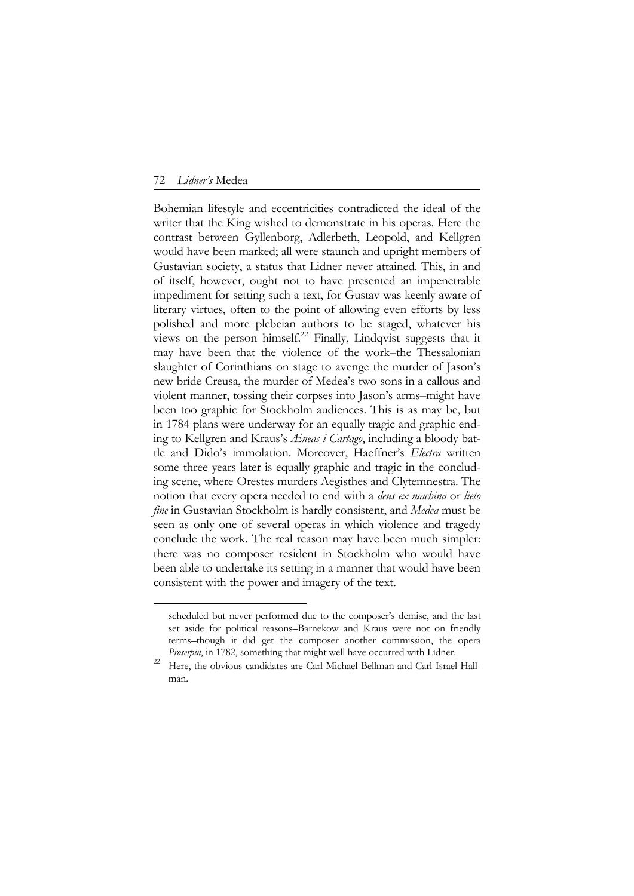Bohemian lifestyle and eccentricities contradicted the ideal of the writer that the King wished to demonstrate in his operas. Here the contrast between Gyllenborg, Adlerbeth, Leopold, and Kellgren would have been marked; all were staunch and upright members of Gustavian society, a status that Lidner never attained. This, in and of itself, however, ought not to have presented an impenetrable impediment for setting such a text, for Gustav was keenly aware of literary virtues, often to the point of allowing even efforts by less polished and more plebeian authors to be staged, whatever his views on the person himself.[22] Finally, Lindqvist suggests that it may have been that the violence of the work–the Thessalonian slaughter of Corinthians on stage to avenge the murder of Jason's new bride Creusa, the murder of Medea's two sons in a callous and violent manner, tossing their corpses into Jason's arms–might have been too graphic for Stockholm audiences. This is as may be, but in 1784 plans were underway for an equally tragic and graphic ending to Kellgren and Kraus's *Æneas i Cartago*, including a bloody battle and Dido's immolation. Moreover, Haeffner's *Electra* written some three years later is equally graphic and tragic in the concluding scene, where Orestes murders Aegisthes and Clytemnestra. The notion that every opera needed to end with a *deus ex machina* or *lieto fine* in Gustavian Stockholm is hardly consistent, and *Medea* must be seen as only one of several operas in which violence and tragedy conclude the work. The real reason may have been much simpler: there was no composer resident in Stockholm who would have been able to undertake its setting in a manner that would have been consistent with the power and imagery of the text.

---

scheduled but never performed due to the composer's demise, and the last set aside for political reasons–Barnekow and Kraus were not on friendly terms–though it did get the composer another commission, the opera *Proserpin*, in 1782, something that might well have occurred with Lidner.

22 Here, the obvious candidates are Carl Michael Bellman and Carl Israel Hallman.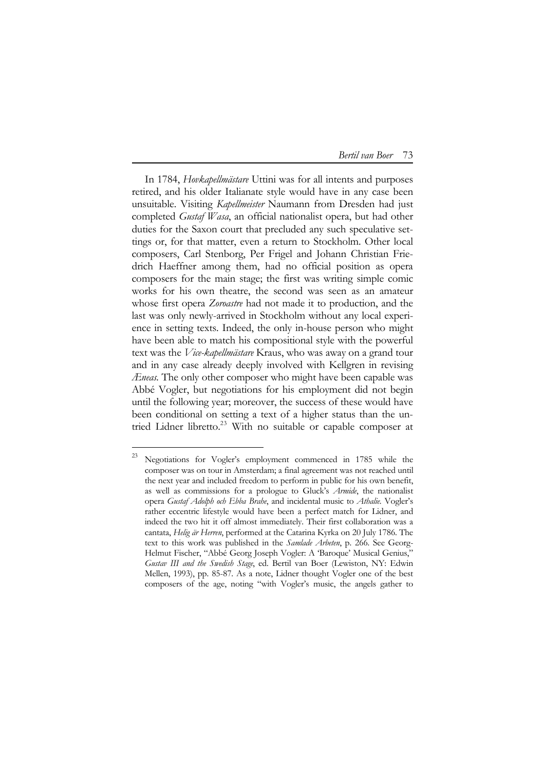In 1784, *Hovkapellmästare* Uttini was for all intents and purposes retired, and his older Italianate style would have in any case been unsuitable. Visiting *Kapellmeister* Naumann from Dresden had just completed *Gustaf Wasa*, an official nationalist opera, but had other duties for the Saxon court that precluded any such speculative settings or, for that matter, even a return to Stockholm. Other local composers, Carl Stenborg, Per Frigel and Johann Christian Friedrich Haeffner among them, had no official position as opera composers for the main stage; the first was writing simple comic works for his own theatre, the second was seen as an amateur whose first opera *Zoroastre* had not made it to production, and the last was only newly-arrived in Stockholm without any local experience in setting texts. Indeed, the only in-house person who might have been able to match his compositional style with the powerful text was the *Vice-kapellmästare* Kraus, who was away on a grand tour and in any case already deeply involved with Kellgren in revising *Æneas*. The only other composer who might have been capable was Abbé Vogler, but negotiations for his employment did not begin until the following year; moreover, the success of these would have been conditional on setting a text of a higher status than the untried Lidner libretto.[23] With no suitable or capable composer at

---

[23] Negotiations for Vogler's employment commenced in 1785 while the composer was on tour in Amsterdam; a final agreement was not reached until the next year and included freedom to perform in public for his own benefit, as well as commissions for a prologue to Gluck's *Armide*, the nationalist opera *Gustaf Adolph och Ebba Brahe*, and incidental music to *Athalie*. Vogler's rather eccentric lifestyle would have been a perfect match for Lidner, and indeed the two hit it off almost immediately. Their first collaboration was a cantata, *Helig är Herren*, performed at the Catarina Kyrka on 20 July 1786. The text to this work was published in the *Samlade Arbeten*, p. 266. See Georg-Helmut Fischer, "Abbé Georg Joseph Vogler: A 'Baroque' Musical Genius," *Gustav III and the Swedish Stage*, ed. Bertil van Boer (Lewiston, NY: Edwin Mellen, 1993), pp. 85-87. As a note, Lidner thought Vogler one of the best composers of the age, noting "with Vogler's music, the angels gather to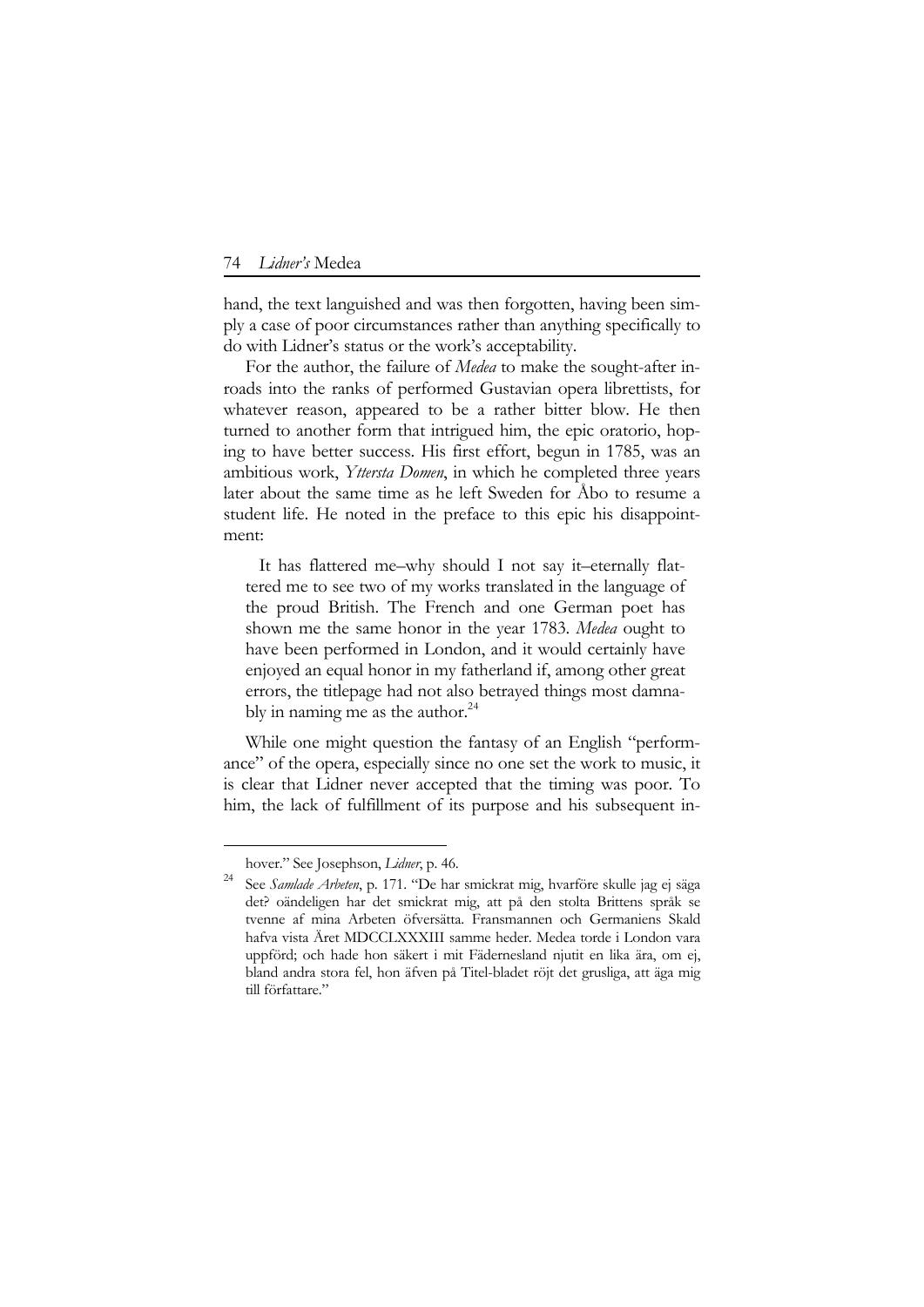hand, the text languished and was then forgotten, having been simply a case of poor circumstances rather than anything specifically to do with Lidner's status or the work's acceptability.

For the author, the failure of *Medea* to make the sought-after inroads into the ranks of performed Gustavian opera librettists, for whatever reason, appeared to be a rather bitter blow. He then turned to another form that intrigued him, the epic oratorio, hoping to have better success. His first effort, begun in 1785, was an ambitious work, *Yttersta Domen*, in which he completed three years later about the same time as he left Sweden for Åbo to resume a student life. He noted in the preface to this epic his disappointment:

> It has flattered me–why should I not say it–eternally flattered me to see two of my works translated in the language of the proud British. The French and one German poet has shown me the same honor in the year 1783. *Medea* ought to have been performed in London, and it would certainly have enjoyed an equal honor in my fatherland if, among other great errors, the titlepage had not also betrayed things most damnably in naming me as the author.[24]

While one might question the fantasy of an English "performance" of the opera, especially since no one set the work to music, it is clear that Lidner never accepted that the timing was poor. To him, the lack of fulfillment of its purpose and his subsequent in-

---

hover." See Josephson, *Lidner*, p. 46.

[24] See *Samlade Arbeten*, p. 171. "De har smickrat mig, hvarföre skulle jag ej säga det? oändeligen har det smickrat mig, att på den stolta Brittens språk se tvenne af mina Arbeten öfversätta. Fransmannen och Germaniens Skald hafva vista Året MDCCLXXXIII samme heder. Medea torde i London vara uppförd; och hade hon säkert i mit Fädernesland njutit en lika ära, om ej, bland andra stora fel, hon äfven på Titel-bladet röjt det grusliga, att äga mig till författare."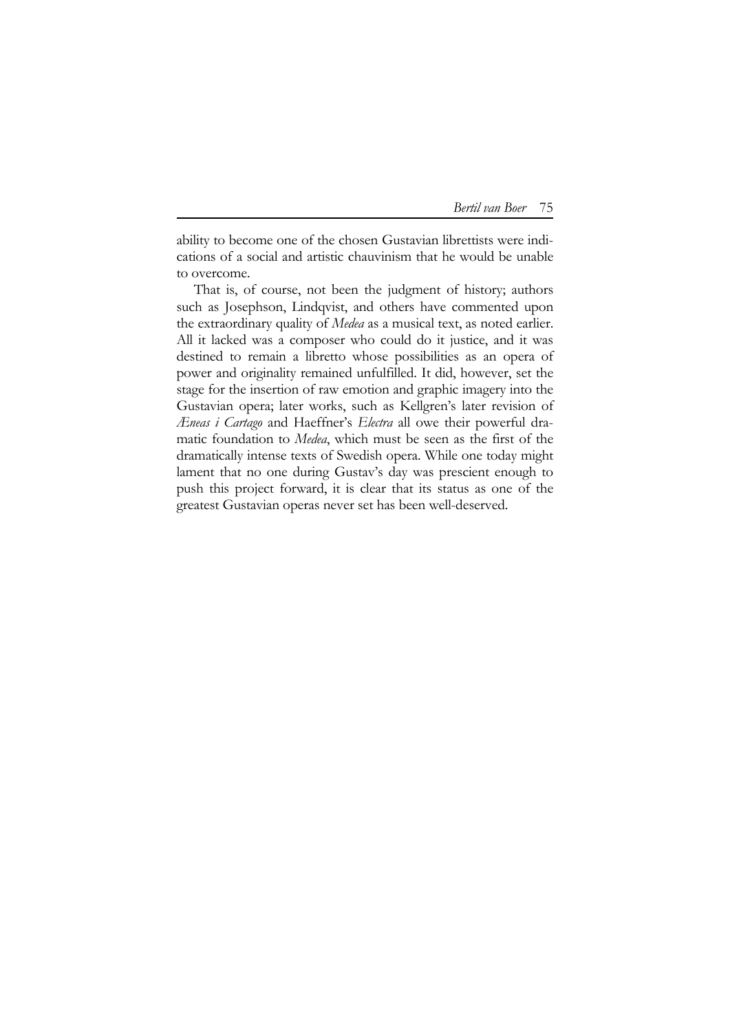ability to become one of the chosen Gustavian librettists were indications of a social and artistic chauvinism that he would be unable to overcome.

That is, of course, not been the judgment of history; authors such as Josephson, Lindqvist, and others have commented upon the extraordinary quality of *Medea* as a musical text, as noted earlier. All it lacked was a composer who could do it justice, and it was destined to remain a libretto whose possibilities as an opera of power and originality remained unfulfilled. It did, however, set the stage for the insertion of raw emotion and graphic imagery into the Gustavian opera; later works, such as Kellgren's later revision of *Æneas i Cartago* and Haeffner's *Electra* all owe their powerful dramatic foundation to *Medea*, which must be seen as the first of the dramatically intense texts of Swedish opera. While one today might lament that no one during Gustav's day was prescient enough to push this project forward, it is clear that its status as one of the greatest Gustavian operas never set has been well-deserved.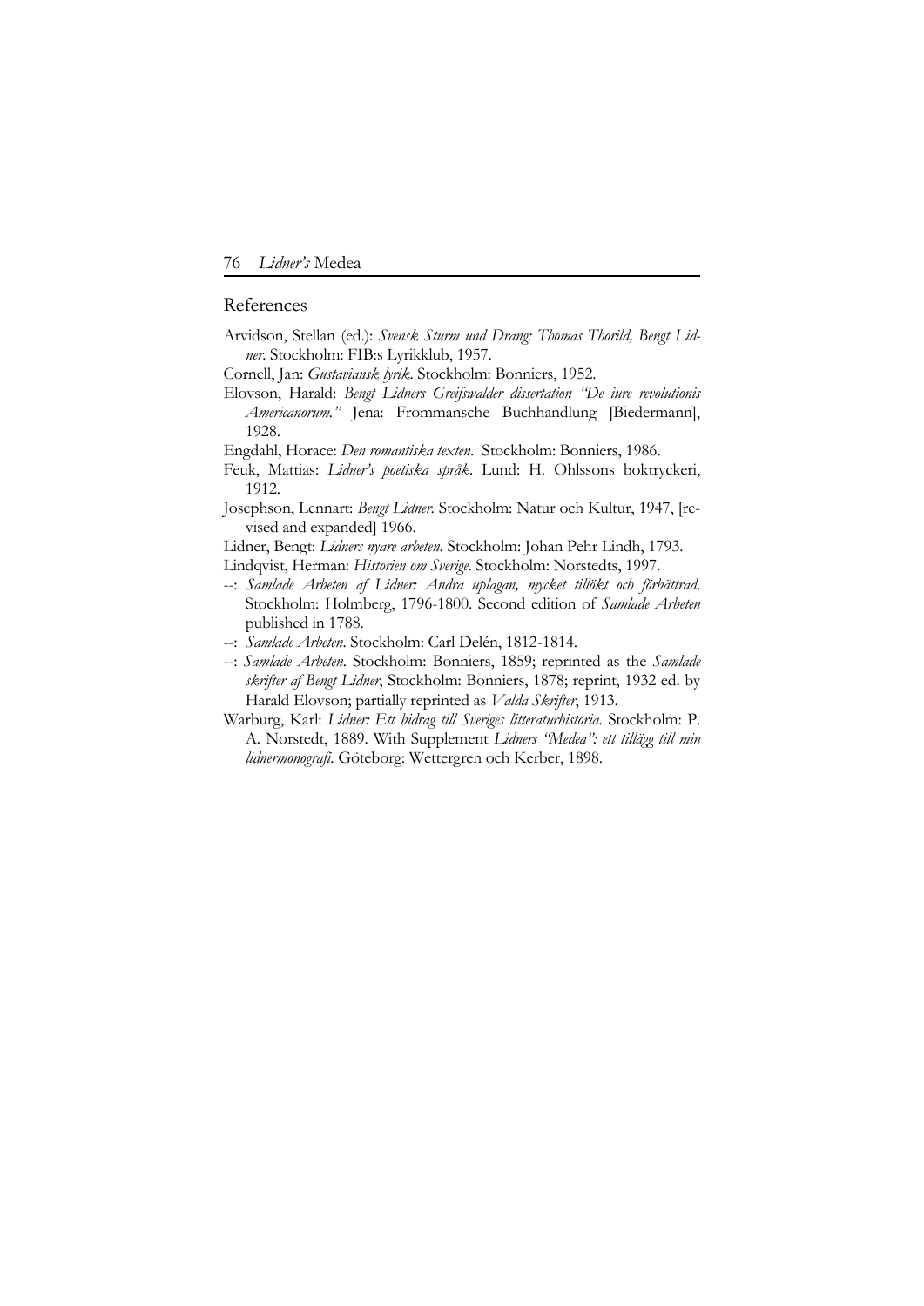## References

Arvidson, Stellan (ed.): *Svensk Sturm und Drang: Thomas Thorild, Bengt Lidner*. Stockholm: FIB:s Lyrikklub, 1957.

Cornell, Jan: *Gustaviansk lyrik*. Stockholm: Bonniers, 1952.

Elovson, Harald: *Bengt Lidners Greifswalder dissertation "De iure revolutionis Americanorum."* Jena: Frommansche Buchhandlung [Biedermann], 1928.

Engdahl, Horace: *Den romantiska texten*. Stockholm: Bonniers, 1986.

Feuk, Mattias: *Lidner's poetiska språk*. Lund: H. Ohlssons boktryckeri, 1912.

Josephson, Lennart: *Bengt Lidner*. Stockholm: Natur och Kultur, 1947, [revised and expanded] 1966.

Lidner, Bengt: *Lidners nyare arbeten*. Stockholm: Johan Pehr Lindh, 1793.

Lindqvist, Herman: *Historien om Sverige*. Stockholm: Norstedts, 1997.

--: *Samlade Arbeten af Lidner: Andra uplagan, mycket tillökt och förbättrad*. Stockholm: Holmberg, 1796-1800. Second edition of *Samlade Arbeten* published in 1788.

--: *Samlade Arbeten*. Stockholm: Carl Delén, 1812-1814.

--: *Samlade Arbeten*. Stockholm: Bonniers, 1859; reprinted as the *Samlade skrifter af Bengt Lidner*, Stockholm: Bonniers, 1878; reprint, 1932 ed. by Harald Elovson; partially reprinted as *Valda Skrifter*, 1913.

Warburg, Karl: *Lidner: Ett bidrag till Sveriges litteraturhistoria*. Stockholm: P. A. Norstedt, 1889. With Supplement *Lidners "Medea": ett tillägg till min lidnermonografi*. Göteborg: Wettergren och Kerber, 1898.